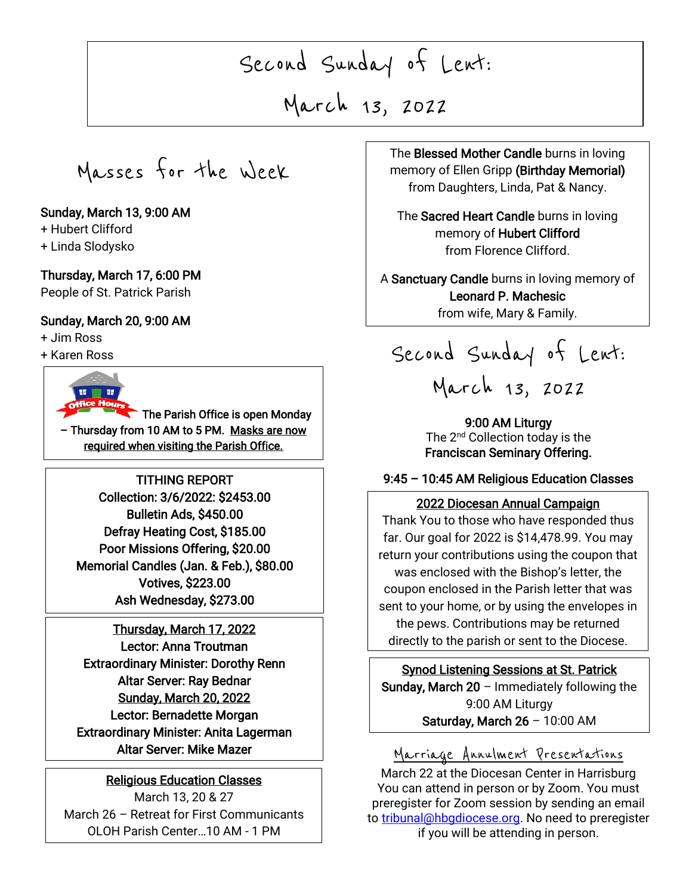# Second Sunday of Lent: March 13, 2022

## Masses for the Week

**Sunday, March 13, 9:00 AM**
+ Hubert Clifford
+ Linda Slodysko

**Thursday, March 17, 6:00 PM**
People of St. Patrick Parish

**Sunday, March 20, 9:00 AM**
+ Jim Ross
+ Karen Ross

**The Parish Office is open Monday – Thursday from 10 AM to 5 PM. Masks are now required when visiting the Parish Office.**

**TITHING REPORT**
**Collection: 3/6/2022: $2453.00**
**Bulletin Ads, $450.00**
**Defray Heating Cost, $185.00**
**Poor Missions Offering, $20.00**
**Memorial Candles (Jan. & Feb.), $80.00**
**Votives, $223.00**
**Ash Wednesday, $273.00**

**Thursday, March 17, 2022**
**Lector: Anna Troutman**
**Extraordinary Minister: Dorothy Renn**
**Altar Server: Ray Bednar**

**Sunday, March 20, 2022**
**Lector: Bernadette Morgan**
**Extraordinary Minister: Anita Lagerman**
**Altar Server: Mike Mazer**

**Religious Education Classes**
March 13, 20 & 27
March 26 – Retreat for First Communicants
OLOH Parish Center…10 AM - 1 PM

The **Blessed Mother Candle** burns in loving memory of Ellen Gripp **(Birthday Memorial)** from Daughters, Linda, Pat & Nancy.

The **Sacred Heart Candle** burns in loving memory of **Hubert Clifford** from Florence Clifford.

A **Sanctuary Candle** burns in loving memory of **Leonard P. Machesic** from wife, Mary & Family.

## Second Sunday of Lent: March 13, 2022

**9:00 AM Liturgy**
The 2nd Collection today is the **Franciscan Seminary Offering.**

**9:45 – 10:45 AM Religious Education Classes**

**2022 Diocesan Annual Campaign**
Thank You to those who have responded thus far. Our goal for 2022 is $14,478.99. You may return your contributions using the coupon that was enclosed with the Bishop's letter, the coupon enclosed in the Parish letter that was sent to your home, or by using the envelopes in the pews. Contributions may be returned directly to the parish or sent to the Diocese.

**Synod Listening Sessions at St. Patrick**
**Sunday, March 20** – Immediately following the 9:00 AM Liturgy
**Saturday, March 26** – 10:00 AM

### Marriage Annulment Presentations

March 22 at the Diocesan Center in Harrisburg You can attend in person or by Zoom. You must preregister for Zoom session by sending an email to tribunal@hbgdiocese.org. No need to preregister if you will be attending in person.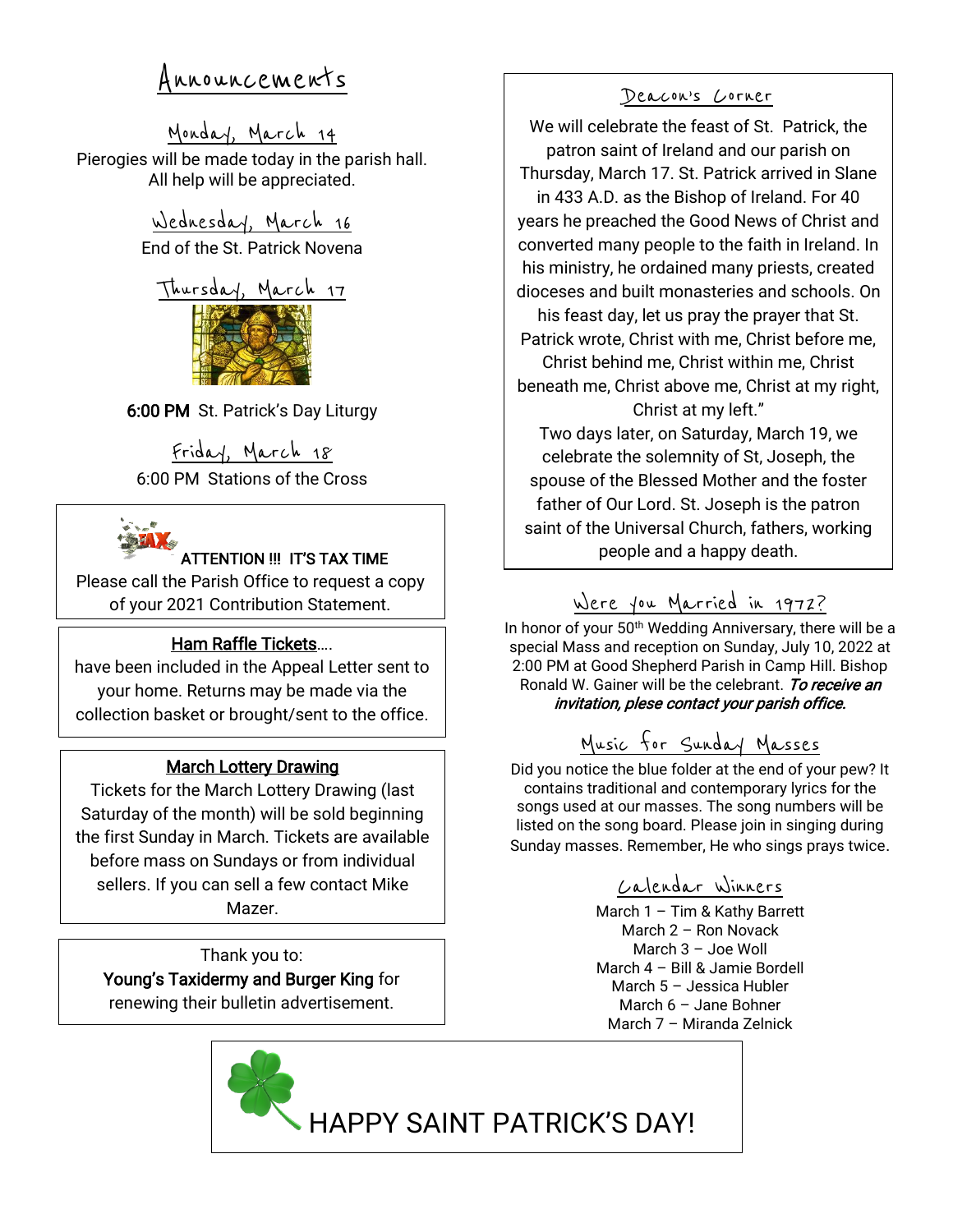# Announcements

## Monday, March 14

Pierogies will be made today in the parish hall. All help will be appreciated.

## Wednesday, March 16

End of the St. Patrick Novena

## Thursday, March 17

**6:00 PM** St. Patrick's Day Liturgy

## Friday, March 18

6:00 PM Stations of the Cross

ATTENTION !!! IT'S TAX TIME

Please call the Parish Office to request a copy of your 2021 Contribution Statement.

**Ham Raffle Tickets**....

have been included in the Appeal Letter sent to your home. Returns may be made via the collection basket or brought/sent to the office.

**March Lottery Drawing**

Tickets for the March Lottery Drawing (last Saturday of the month) will be sold beginning the first Sunday in March. Tickets are available before mass on Sundays or from individual sellers. If you can sell a few contact Mike Mazer.

Thank you to:
**Young's Taxidermy and Burger King** for renewing their bulletin advertisement.

## Deacon's Corner

We will celebrate the feast of St. Patrick, the patron saint of Ireland and our parish on Thursday, March 17. St. Patrick arrived in Slane in 433 A.D. as the Bishop of Ireland. For 40 years he preached the Good News of Christ and converted many people to the faith in Ireland. In his ministry, he ordained many priests, created dioceses and built monasteries and schools. On his feast day, let us pray the prayer that St. Patrick wrote, Christ with me, Christ before me, Christ behind me, Christ within me, Christ beneath me, Christ above me, Christ at my right, Christ at my left."

Two days later, on Saturday, March 19, we celebrate the solemnity of St, Joseph, the spouse of the Blessed Mother and the foster father of Our Lord. St. Joseph is the patron saint of the Universal Church, fathers, working people and a happy death.

## Were you Married in 1972?

In honor of your 50th Wedding Anniversary, there will be a special Mass and reception on Sunday, July 10, 2022 at 2:00 PM at Good Shepherd Parish in Camp Hill. Bishop Ronald W. Gainer will be the celebrant. ***To receive an invitation, plese contact your parish office.***

## Music for Sunday Masses

Did you notice the blue folder at the end of your pew? It contains traditional and contemporary lyrics for the songs used at our masses. The song numbers will be listed on the song board. Please join in singing during Sunday masses. Remember, He who sings prays twice.

## Calendar Winners

March 1 – Tim & Kathy Barrett
March 2 – Ron Novack
March 3 – Joe Woll
March 4 – Bill & Jamie Bordell
March 5 – Jessica Hubler
March 6 – Jane Bohner
March 7 – Miranda Zelnick

HAPPY SAINT PATRICK'S DAY!